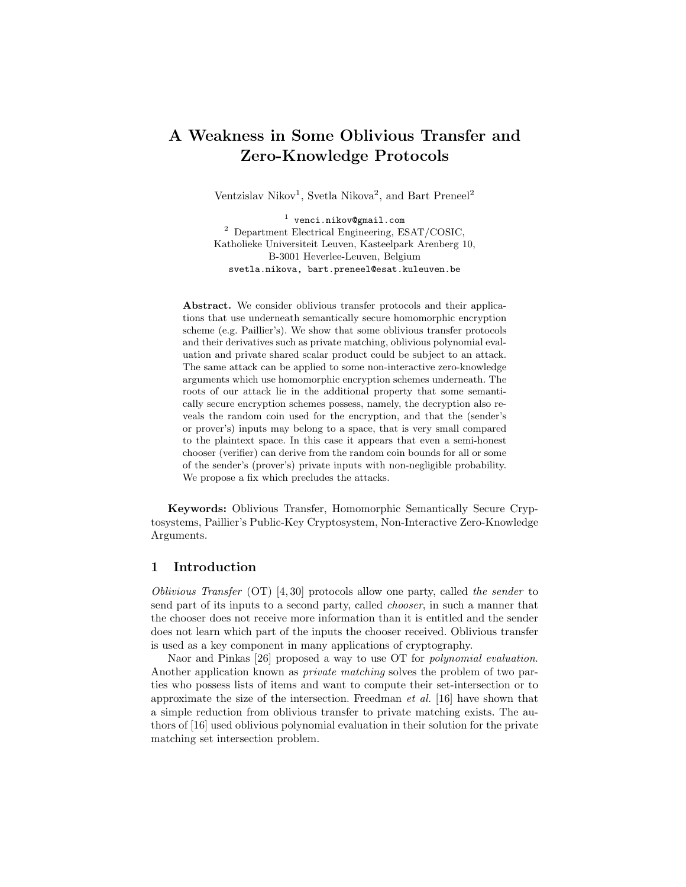# A Weakness in Some Oblivious Transfer and Zero-Knowledge Protocols

Ventzislav Nikov[1], Svetla Nikova[2], and Bart Preneel[2]

[1] venci.nikov@gmail.com
[2] Department Electrical Engineering, ESAT/COSIC, Katholieke Universiteit Leuven, Kasteelpark Arenberg 10, B-3001 Heverlee-Leuven, Belgium
svetla.nikova, bart.preneel@esat.kuleuven.be

**Abstract.** We consider oblivious transfer protocols and their applications that use underneath semantically secure homomorphic encryption scheme (e.g. Paillier's). We show that some oblivious transfer protocols and their derivatives such as private matching, oblivious polynomial evaluation and private shared scalar product could be subject to an attack. The same attack can be applied to some non-interactive zero-knowledge arguments which use homomorphic encryption schemes underneath. The roots of our attack lie in the additional property that some semantically secure encryption schemes possess, namely, the decryption also reveals the random coin used for the encryption, and that the (sender's or prover's) inputs may belong to a space, that is very small compared to the plaintext space. In this case it appears that even a semi-honest chooser (verifier) can derive from the random coin bounds for all or some of the sender's (prover's) private inputs with non-negligible probability. We propose a fix which precludes the attacks.

**Keywords:** Oblivious Transfer, Homomorphic Semantically Secure Cryptosystems, Paillier's Public-Key Cryptosystem, Non-Interactive Zero-Knowledge Arguments.

## 1 Introduction

*Oblivious Transfer* (OT) [4, 30] protocols allow one party, called *the sender* to send part of its inputs to a second party, called *chooser*, in such a manner that the chooser does not receive more information than it is entitled and the sender does not learn which part of the inputs the chooser received. Oblivious transfer is used as a key component in many applications of cryptography.

Naor and Pinkas [26] proposed a way to use OT for *polynomial evaluation*. Another application known as *private matching* solves the problem of two parties who possess lists of items and want to compute their set-intersection or to approximate the size of the intersection. Freedman *et al.* [16] have shown that a simple reduction from oblivious transfer to private matching exists. The authors of [16] used oblivious polynomial evaluation in their solution for the private matching set intersection problem.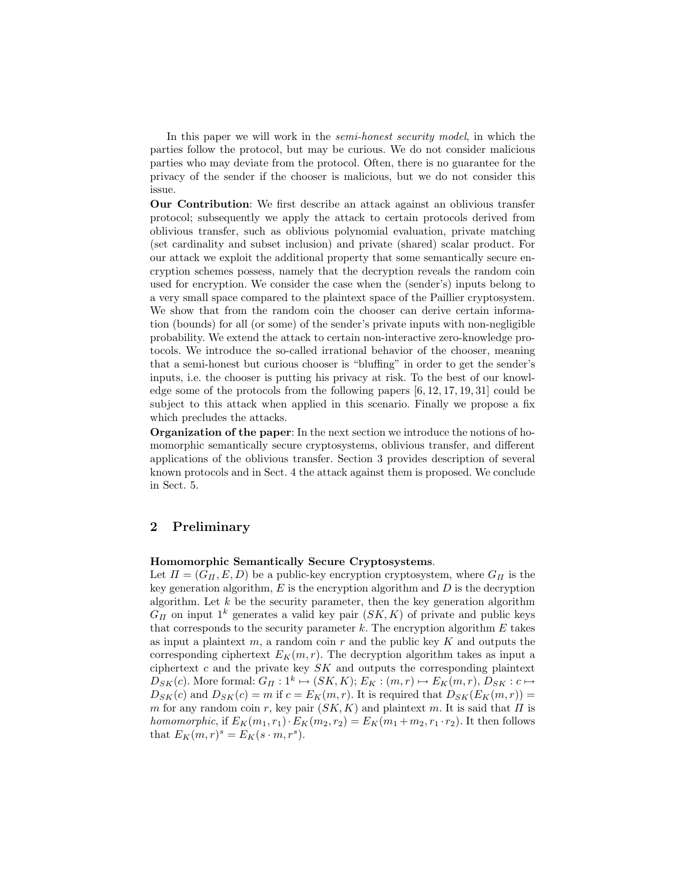In this paper we will work in the *semi-honest security model*, in which the parties follow the protocol, but may be curious. We do not consider malicious parties who may deviate from the protocol. Often, there is no guarantee for the privacy of the sender if the chooser is malicious, but we do not consider this issue.

**Our Contribution**: We first describe an attack against an oblivious transfer protocol; subsequently we apply the attack to certain protocols derived from oblivious transfer, such as oblivious polynomial evaluation, private matching (set cardinality and subset inclusion) and private (shared) scalar product. For our attack we exploit the additional property that some semantically secure encryption schemes possess, namely that the decryption reveals the random coin used for encryption. We consider the case when the (sender's) inputs belong to a very small space compared to the plaintext space of the Paillier cryptosystem. We show that from the random coin the chooser can derive certain information (bounds) for all (or some) of the sender's private inputs with non-negligible probability. We extend the attack to certain non-interactive zero-knowledge protocols. We introduce the so-called irrational behavior of the chooser, meaning that a semi-honest but curious chooser is "bluffing" in order to get the sender's inputs, i.e. the chooser is putting his privacy at risk. To the best of our knowledge some of the protocols from the following papers [6, 12, 17, 19, 31] could be subject to this attack when applied in this scenario. Finally we propose a fix which precludes the attacks.

**Organization of the paper**: In the next section we introduce the notions of homomorphic semantically secure cryptosystems, oblivious transfer, and different applications of the oblivious transfer. Section 3 provides description of several known protocols and in Sect. 4 the attack against them is proposed. We conclude in Sect. 5.

## 2 Preliminary

**Homomorphic Semantically Secure Cryptosystems**.
Let $\Pi = (G_\Pi, E, D)$ be a public-key encryption cryptosystem, where $G_\Pi$ is the key generation algorithm, $E$ is the encryption algorithm and $D$ is the decryption algorithm. Let $k$ be the security parameter, then the key generation algorithm $G_\Pi$ on input $1^k$ generates a valid key pair $(SK, K)$ of private and public keys that corresponds to the security parameter $k$. The encryption algorithm $E$ takes as input a plaintext $m$, a random coin $r$ and the public key $K$ and outputs the corresponding ciphertext $E_K(m, r)$. The decryption algorithm takes as input a ciphertext $c$ and the private key $SK$ and outputs the corresponding plaintext $D_{SK}(c)$. More formal: $G_\Pi : 1^k \mapsto (SK, K)$; $E_K : (m, r) \mapsto E_K(m, r)$, $D_{SK} : c \mapsto D_{SK}(c)$ and $D_{SK}(c) = m$ if $c = E_K(m, r)$. It is required that $D_{SK}(E_K(m, r)) = m$ for any random coin $r$, key pair $(SK, K)$ and plaintext $m$. It is said that $\Pi$ is *homomorphic*, if $E_K(m_1, r_1) \cdot E_K(m_2, r_2) = E_K(m_1 + m_2, r_1 \cdot r_2)$. It then follows that $E_K(m, r)^s = E_K(s \cdot m, r^s)$.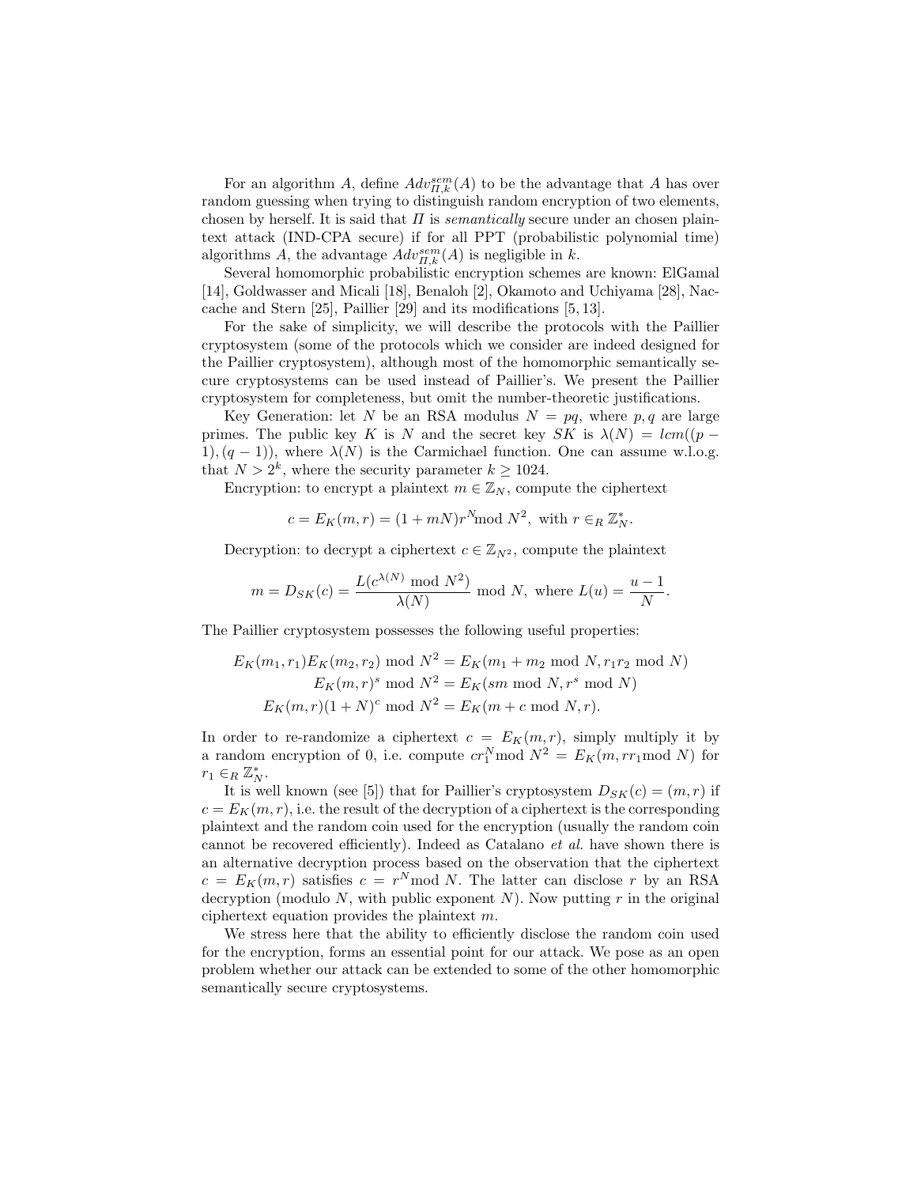For an algorithm $A$, define $Adv^{sem}_{\Pi,k}(A)$ to be the advantage that $A$ has over random guessing when trying to distinguish random encryption of two elements, chosen by herself. It is said that $\Pi$ is *semantically* secure under an chosen plaintext attack (IND-CPA secure) if for all PPT (probabilistic polynomial time) algorithms $A$, the advantage $Adv^{sem}_{\Pi,k}(A)$ is negligible in $k$.

Several homomorphic probabilistic encryption schemes are known: ElGamal [14], Goldwasser and Micali [18], Benaloh [2], Okamoto and Uchiyama [28], Naccache and Stern [25], Paillier [29] and its modifications [5, 13].

For the sake of simplicity, we will describe the protocols with the Paillier cryptosystem (some of the protocols which we consider are indeed designed for the Paillier cryptosystem), although most of the homomorphic semantically secure cryptosystems can be used instead of Paillier's. We present the Paillier cryptosystem for completeness, but omit the number-theoretic justifications.

Key Generation: let $N$ be an RSA modulus $N = pq$, where $p, q$ are large primes. The public key $K$ is $N$ and the secret key $SK$ is $\lambda(N) = lcm((p-1),(q-1))$, where $\lambda(N)$ is the Carmichael function. One can assume w.l.o.g. that $N > 2^k$, where the security parameter $k \geq 1024$.

Encryption: to encrypt a plaintext $m \in \mathbb{Z}_N$, compute the ciphertext

$$c = E_K(m, r) = (1 + mN)r^N \text{mod } N^2, \text{ with } r \in_R \mathbb{Z}_N^*.$$

Decryption: to decrypt a ciphertext $c \in \mathbb{Z}_{N^2}$, compute the plaintext

$$m = D_{SK}(c) = \frac{L(c^{\lambda(N)} \text{ mod } N^2)}{\lambda(N)} \text{ mod } N, \text{ where } L(u) = \frac{u-1}{N}.$$

The Paillier cryptosystem possesses the following useful properties:

$$E_K(m_1, r_1)E_K(m_2, r_2) \text{ mod } N^2 = E_K(m_1 + m_2 \text{ mod } N, r_1 r_2 \text{ mod } N)$$
$$E_K(m, r)^s \text{ mod } N^2 = E_K(sm \text{ mod } N, r^s \text{ mod } N)$$
$$E_K(m, r)(1 + N)^c \text{ mod } N^2 = E_K(m + c \text{ mod } N, r).$$

In order to re-randomize a ciphertext $c = E_K(m, r)$, simply multiply it by a random encryption of 0, i.e. compute $cr_1^N \text{mod } N^2 = E_K(m, rr_1 \text{mod } N)$ for $r_1 \in_R \mathbb{Z}_N^*$.

It is well known (see [5]) that for Paillier's cryptosystem $D_{SK}(c) = (m, r)$ if $c = E_K(m, r)$, i.e. the result of the decryption of a ciphertext is the corresponding plaintext and the random coin used for the encryption (usually the random coin cannot be recovered efficiently). Indeed as Catalano *et al.* have shown there is an alternative decryption process based on the observation that the ciphertext $c = E_K(m, r)$ satisfies $c = r^N \text{mod } N$. The latter can disclose $r$ by an RSA decryption (modulo $N$, with public exponent $N$). Now putting $r$ in the original ciphertext equation provides the plaintext $m$.

We stress here that the ability to efficiently disclose the random coin used for the encryption, forms an essential point for our attack. We pose as an open problem whether our attack can be extended to some of the other homomorphic semantically secure cryptosystems.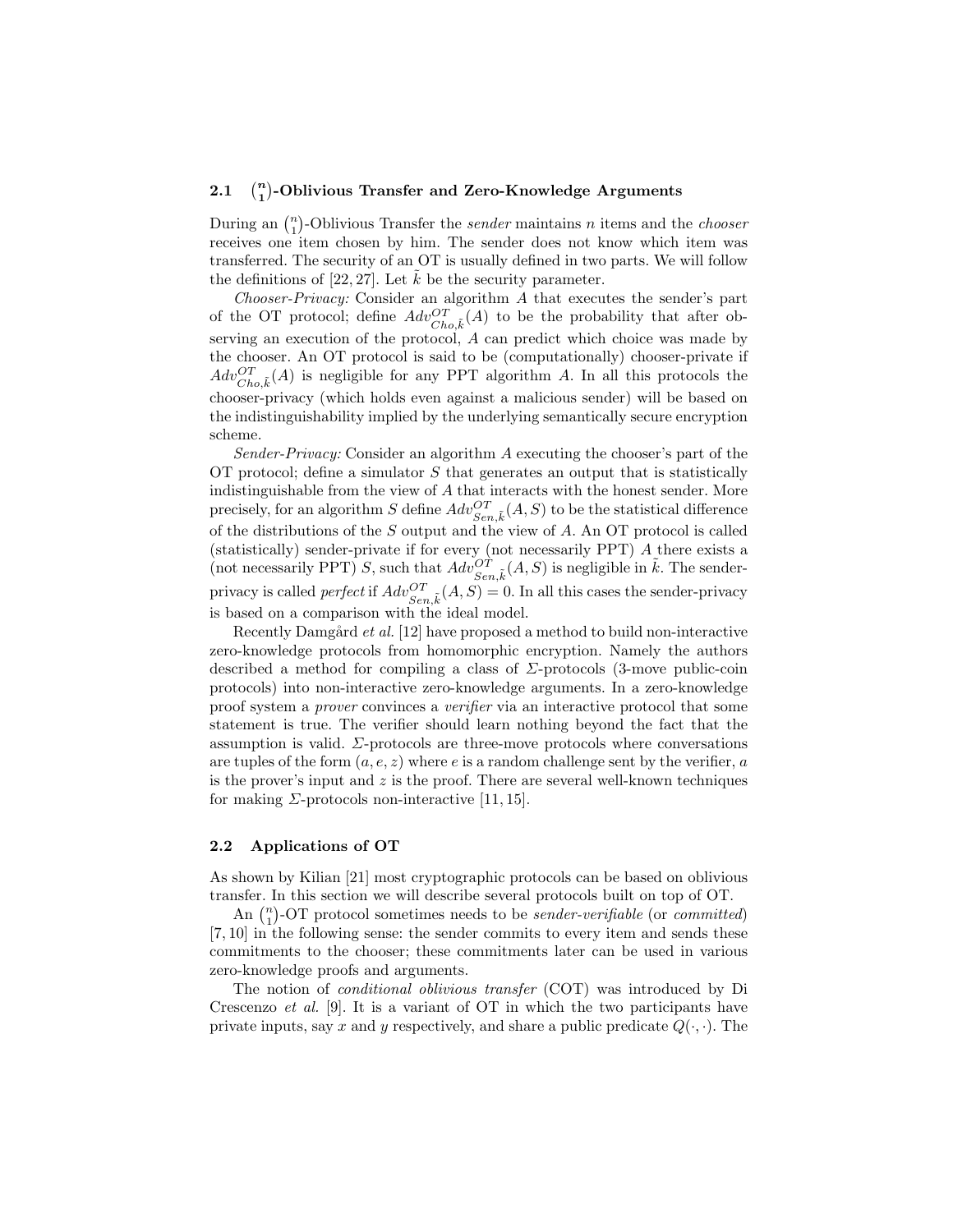### 2.1 $\binom{n}{1}$-Oblivious Transfer and Zero-Knowledge Arguments

During an $\binom{n}{1}$-Oblivious Transfer the *sender* maintains $n$ items and the *chooser* receives one item chosen by him. The sender does not know which item was transferred. The security of an OT is usually defined in two parts. We will follow the definitions of [22, 27]. Let $\tilde{k}$ be the security parameter.

*Chooser-Privacy:* Consider an algorithm $A$ that executes the sender's part of the OT protocol; define $Adv^{OT}_{Cho,\tilde{k}}(A)$ to be the probability that after observing an execution of the protocol, $A$ can predict which choice was made by the chooser. An OT protocol is said to be (computationally) chooser-private if $Adv^{OT}_{Cho,\tilde{k}}(A)$ is negligible for any PPT algorithm $A$. In all this protocols the chooser-privacy (which holds even against a malicious sender) will be based on the indistinguishability implied by the underlying semantically secure encryption scheme.

*Sender-Privacy:* Consider an algorithm $A$ executing the chooser's part of the OT protocol; define a simulator $S$ that generates an output that is statistically indistinguishable from the view of $A$ that interacts with the honest sender. More precisely, for an algorithm $S$ define $Adv^{OT}_{Sen,\tilde{k}}(A, S)$ to be the statistical difference of the distributions of the $S$ output and the view of $A$. An OT protocol is called (statistically) sender-private if for every (not necessarily PPT) $A$ there exists a (not necessarily PPT) $S$, such that $Adv^{OT}_{Sen,\tilde{k}}(A, S)$ is negligible in $\tilde{k}$. The sender-privacy is called *perfect* if $Adv^{OT}_{Sen,\tilde{k}}(A, S) = 0$. In all this cases the sender-privacy is based on a comparison with the ideal model.

Recently Damgård *et al.* [12] have proposed a method to build non-interactive zero-knowledge protocols from homomorphic encryption. Namely the authors described a method for compiling a class of $\Sigma$-protocols (3-move public-coin protocols) into non-interactive zero-knowledge arguments. In a zero-knowledge proof system a *prover* convinces a *verifier* via an interactive protocol that some statement is true. The verifier should learn nothing beyond the fact that the assumption is valid. $\Sigma$-protocols are three-move protocols where conversations are tuples of the form $(a, e, z)$ where $e$ is a random challenge sent by the verifier, $a$ is the prover's input and $z$ is the proof. There are several well-known techniques for making $\Sigma$-protocols non-interactive [11, 15].

### 2.2 Applications of OT

As shown by Kilian [21] most cryptographic protocols can be based on oblivious transfer. In this section we will describe several protocols built on top of OT.

An $\binom{n}{1}$-OT protocol sometimes needs to be *sender-verifiable* (or *committed*) [7, 10] in the following sense: the sender commits to every item and sends these commitments to the chooser; these commitments later can be used in various zero-knowledge proofs and arguments.

The notion of *conditional oblivious transfer* (COT) was introduced by Di Crescenzo *et al.* [9]. It is a variant of OT in which the two participants have private inputs, say $x$ and $y$ respectively, and share a public predicate $Q(\cdot, \cdot)$. The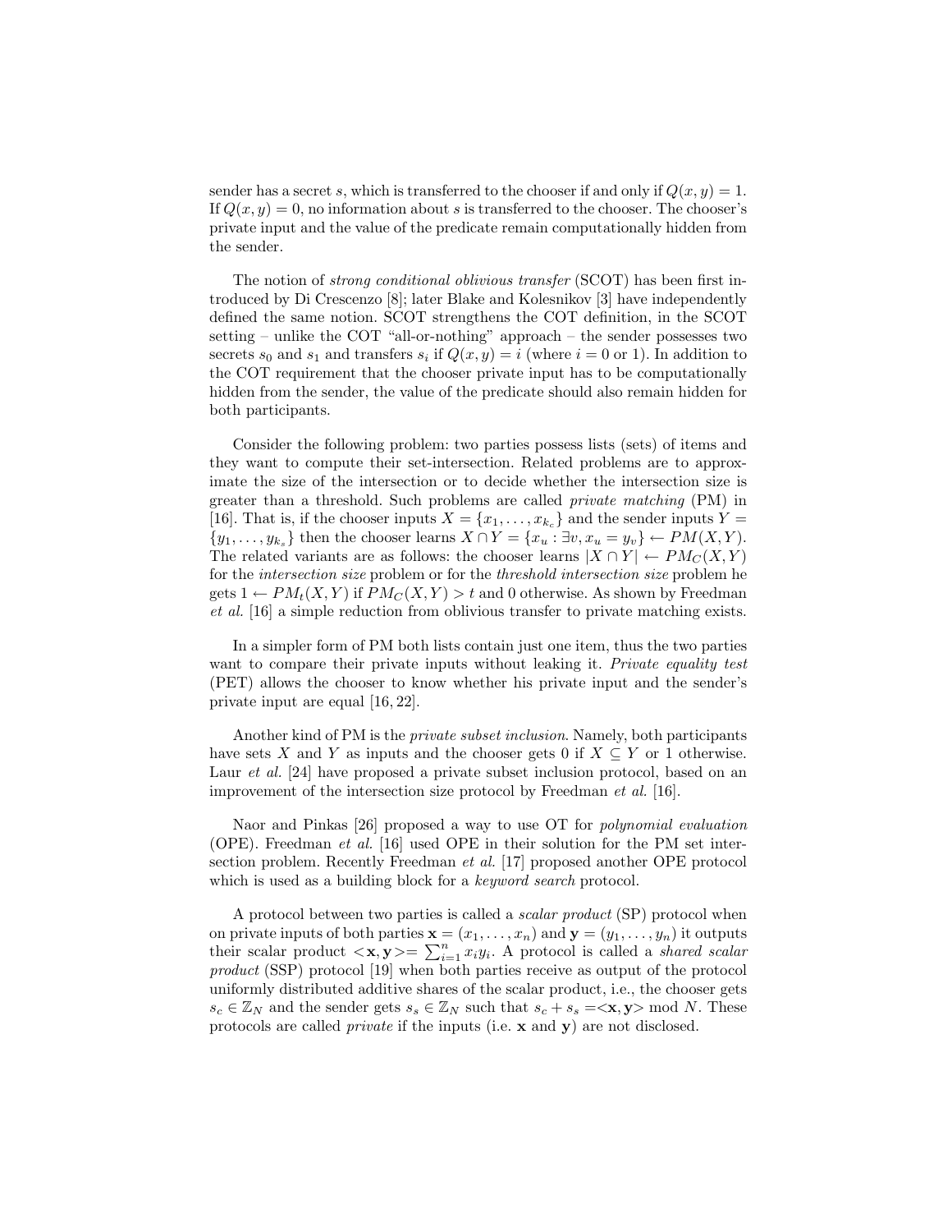sender has a secret $s$, which is transferred to the chooser if and only if $Q(x, y) = 1$. If $Q(x, y) = 0$, no information about $s$ is transferred to the chooser. The chooser's private input and the value of the predicate remain computationally hidden from the sender.

The notion of *strong conditional oblivious transfer* (SCOT) has been first introduced by Di Crescenzo [8]; later Blake and Kolesnikov [3] have independently defined the same notion. SCOT strengthens the COT definition, in the SCOT setting – unlike the COT "all-or-nothing" approach – the sender possesses two secrets $s_0$ and $s_1$ and transfers $s_i$ if $Q(x, y) = i$ (where $i = 0$ or $1$). In addition to the COT requirement that the chooser private input has to be computationally hidden from the sender, the value of the predicate should also remain hidden for both participants.

Consider the following problem: two parties possess lists (sets) of items and they want to compute their set-intersection. Related problems are to approximate the size of the intersection or to decide whether the intersection size is greater than a threshold. Such problems are called *private matching* (PM) in [16]. That is, if the chooser inputs $X = \{x_1, \ldots, x_{k_c}\}$ and the sender inputs $Y = \{y_1, \ldots, y_{k_s}\}$ then the chooser learns $X \cap Y = \{x_u : \exists v, x_u = y_v\} \leftarrow PM(X, Y)$. The related variants are as follows: the chooser learns $|X \cap Y| \leftarrow PM_C(X, Y)$ for the *intersection size* problem or for the *threshold intersection size* problem he gets $1 \leftarrow PM_t(X, Y)$ if $PM_C(X, Y) > t$ and 0 otherwise. As shown by Freedman *et al.* [16] a simple reduction from oblivious transfer to private matching exists.

In a simpler form of PM both lists contain just one item, thus the two parties want to compare their private inputs without leaking it. *Private equality test* (PET) allows the chooser to know whether his private input and the sender's private input are equal [16, 22].

Another kind of PM is the *private subset inclusion*. Namely, both participants have sets $X$ and $Y$ as inputs and the chooser gets 0 if $X \subseteq Y$ or 1 otherwise. Laur *et al.* [24] have proposed a private subset inclusion protocol, based on an improvement of the intersection size protocol by Freedman *et al.* [16].

Naor and Pinkas [26] proposed a way to use OT for *polynomial evaluation* (OPE). Freedman *et al.* [16] used OPE in their solution for the PM set intersection problem. Recently Freedman *et al.* [17] proposed another OPE protocol which is used as a building block for a *keyword search* protocol.

A protocol between two parties is called a *scalar product* (SP) protocol when on private inputs of both parties $\mathbf{x} = (x_1, \ldots, x_n)$ and $\mathbf{y} = (y_1, \ldots, y_n)$ it outputs their scalar product $<\mathbf{x}, \mathbf{y}> = \sum_{i=1}^{n} x_i y_i$. A protocol is called a *shared scalar product* (SSP) protocol [19] when both parties receive as output of the protocol uniformly distributed additive shares of the scalar product, i.e., the chooser gets $s_c \in \mathbb{Z}_N$ and the sender gets $s_s \in \mathbb{Z}_N$ such that $s_c + s_s = <\mathbf{x}, \mathbf{y}> \bmod N$. These protocols are called *private* if the inputs (i.e. $\mathbf{x}$ and $\mathbf{y}$) are not disclosed.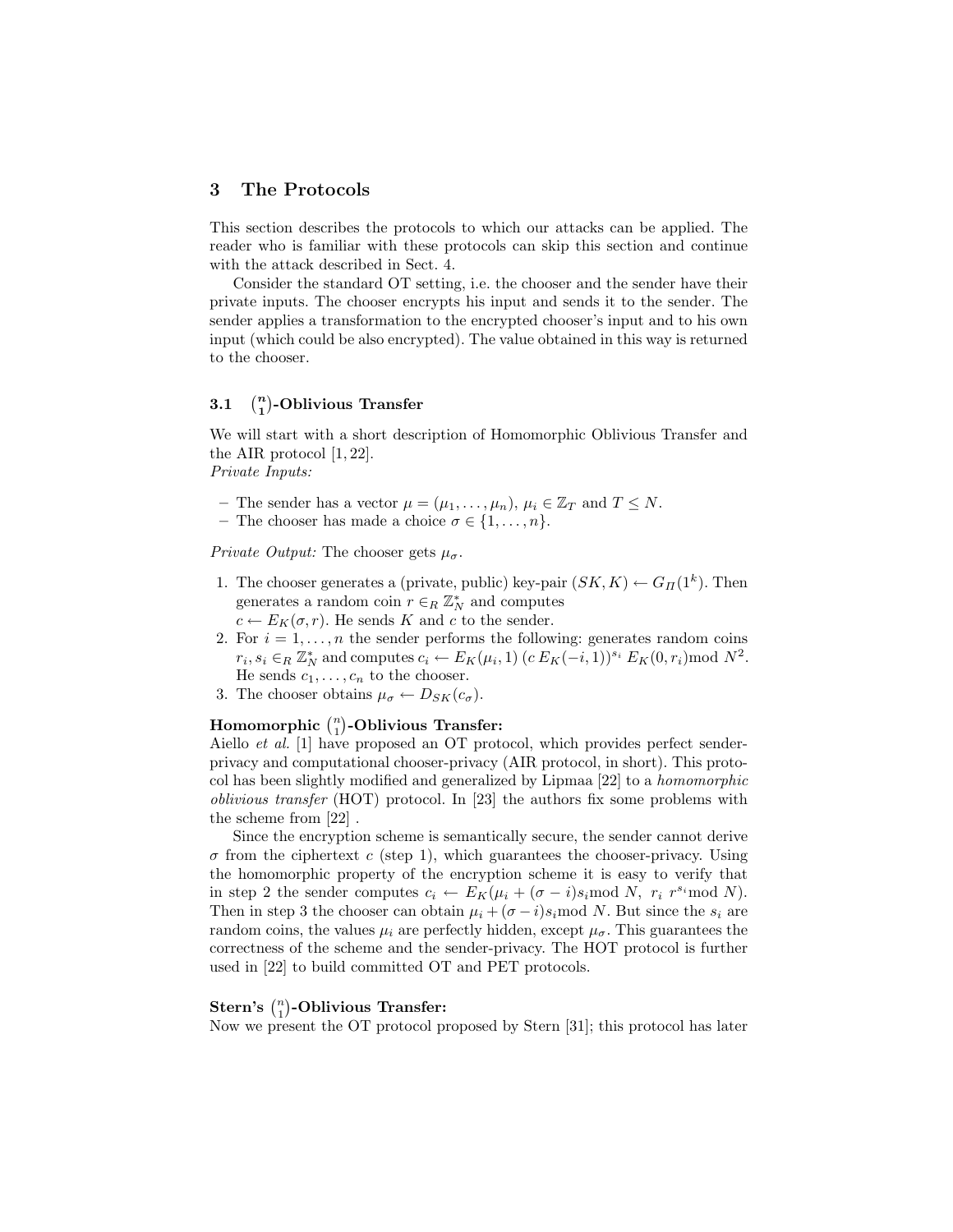## 3 The Protocols

This section describes the protocols to which our attacks can be applied. The reader who is familiar with these protocols can skip this section and continue with the attack described in Sect. 4.

Consider the standard OT setting, i.e. the chooser and the sender have their private inputs. The chooser encrypts his input and sends it to the sender. The sender applies a transformation to the encrypted chooser's input and to his own input (which could be also encrypted). The value obtained in this way is returned to the chooser.

### 3.1 $\binom{n}{1}$-Oblivious Transfer

We will start with a short description of Homomorphic Oblivious Transfer and the AIR protocol [1, 22].
*Private Inputs:*

- The sender has a vector $\mu = (\mu_1, \ldots, \mu_n)$, $\mu_i \in \mathbb{Z}_T$ and $T \leq N$.
- The chooser has made a choice $\sigma \in \{1, \ldots, n\}$.

*Private Output:* The chooser gets $\mu_\sigma$.

1. The chooser generates a (private, public) key-pair $(SK, K) \leftarrow G_\Pi(1^k)$. Then generates a random coin $r \in_R \mathbb{Z}_N^*$ and computes $c \leftarrow E_K(\sigma, r)$. He sends $K$ and $c$ to the sender.
2. For $i = 1, \ldots, n$ the sender performs the following: generates random coins $r_i, s_i \in_R \mathbb{Z}_N^*$ and computes $c_i \leftarrow E_K(\mu_i, 1)\,(c\,E_K(-i, 1))^{s_i}\,E_K(0, r_i) \bmod N^2$. He sends $c_1, \ldots, c_n$ to the chooser.
3. The chooser obtains $\mu_\sigma \leftarrow D_{SK}(c_\sigma)$.

**Homomorphic $\binom{n}{1}$-Oblivious Transfer:**
Aiello *et al.* [1] have proposed an OT protocol, which provides perfect sender-privacy and computational chooser-privacy (AIR protocol, in short). This protocol has been slightly modified and generalized by Lipmaa [22] to a *homomorphic oblivious transfer* (HOT) protocol. In [23] the authors fix some problems with the scheme from [22] .

Since the encryption scheme is semantically secure, the sender cannot derive $\sigma$ from the ciphertext $c$ (step 1), which guarantees the chooser-privacy. Using the homomorphic property of the encryption scheme it is easy to verify that in step 2 the sender computes $c_i \leftarrow E_K(\mu_i + (\sigma - i)s_i \bmod N,\ r_i\ r^{s_i} \bmod N)$. Then in step 3 the chooser can obtain $\mu_i + (\sigma - i)s_i \bmod N$. But since the $s_i$ are random coins, the values $\mu_i$ are perfectly hidden, except $\mu_\sigma$. This guarantees the correctness of the scheme and the sender-privacy. The HOT protocol is further used in [22] to build committed OT and PET protocols.

**Stern's $\binom{n}{1}$-Oblivious Transfer:**
Now we present the OT protocol proposed by Stern [31]; this protocol has later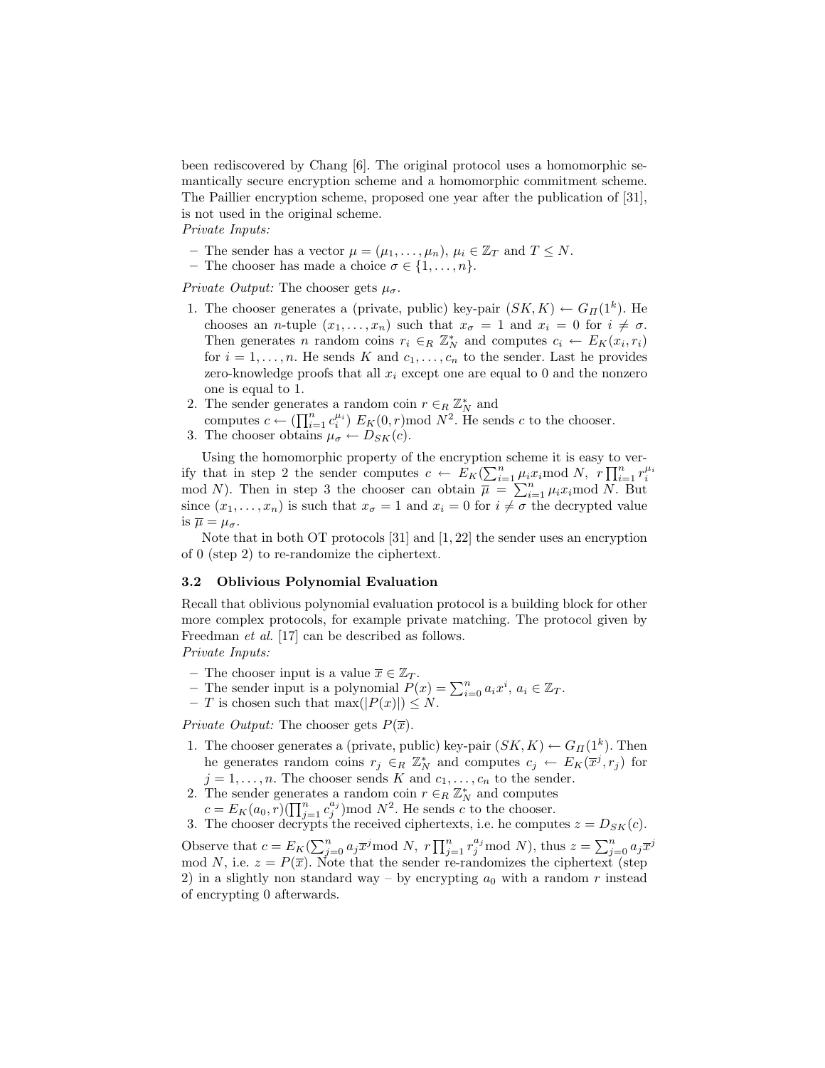been rediscovered by Chang [6]. The original protocol uses a homomorphic semantically secure encryption scheme and a homomorphic commitment scheme. The Paillier encryption scheme, proposed one year after the publication of [31], is not used in the original scheme.

*Private Inputs:*

- The sender has a vector $\mu = (\mu_1, \ldots, \mu_n)$, $\mu_i \in \mathbb{Z}_T$ and $T \leq N$.
- The chooser has made a choice $\sigma \in \{1, \ldots, n\}$.

*Private Output:* The chooser gets $\mu_\sigma$.

1. The chooser generates a (private, public) key-pair $(SK, K) \leftarrow G_\Pi(1^k)$. He chooses an $n$-tuple $(x_1, \ldots, x_n)$ such that $x_\sigma = 1$ and $x_i = 0$ for $i \neq \sigma$. Then generates $n$ random coins $r_i \in_R \mathbb{Z}_N^*$ and computes $c_i \leftarrow E_K(x_i, r_i)$ for $i = 1, \ldots, n$. He sends $K$ and $c_1, \ldots, c_n$ to the sender. Last he provides zero-knowledge proofs that all $x_i$ except one are equal to 0 and the nonzero one is equal to 1.
2. The sender generates a random coin $r \in_R \mathbb{Z}_N^*$ and computes $c \leftarrow (\prod_{i=1}^n c_i^{\mu_i})\ E_K(0, r) \bmod N^2$. He sends $c$ to the chooser.
3. The chooser obtains $\mu_\sigma \leftarrow D_{SK}(c)$.

Using the homomorphic property of the encryption scheme it is easy to verify that in step 2 the sender computes $c \leftarrow E_K(\sum_{i=1}^n \mu_i x_i \bmod N,\ r \prod_{i=1}^n r_i^{\mu_i} \bmod N)$. Then in step 3 the chooser can obtain $\overline{\mu} = \sum_{i=1}^n \mu_i x_i \bmod N$. But since $(x_1, \ldots, x_n)$ is such that $x_\sigma = 1$ and $x_i = 0$ for $i \neq \sigma$ the decrypted value is $\overline{\mu} = \mu_\sigma$.

Note that in both OT protocols [31] and [1, 22] the sender uses an encryption of 0 (step 2) to re-randomize the ciphertext.

### 3.2 Oblivious Polynomial Evaluation

Recall that oblivious polynomial evaluation protocol is a building block for other more complex protocols, for example private matching. The protocol given by Freedman *et al.* [17] can be described as follows.

*Private Inputs:*

- The chooser input is a value $\overline{x} \in \mathbb{Z}_T$.
- The sender input is a polynomial $P(x) = \sum_{i=0}^n a_i x^i$, $a_i \in \mathbb{Z}_T$.
- $T$ is chosen such that $\max(|P(x)|) \leq N$.

*Private Output:* The chooser gets $P(\overline{x})$.

1. The chooser generates a (private, public) key-pair $(SK, K) \leftarrow G_\Pi(1^k)$. Then he generates random coins $r_j \in_R \mathbb{Z}_N^*$ and computes $c_j \leftarrow E_K(\overline{x}^j, r_j)$ for $j = 1, \ldots, n$. The chooser sends $K$ and $c_1, \ldots, c_n$ to the sender.
2. The sender generates a random coin $r \in_R \mathbb{Z}_N^*$ and computes $c = E_K(a_0, r)(\prod_{j=1}^n c_j^{a_j}) \bmod N^2$. He sends $c$ to the chooser.
3. The chooser decrypts the received ciphertexts, i.e. he computes $z = D_{SK}(c)$.

Observe that $c = E_K(\sum_{j=0}^n a_j \overline{x}^j \bmod N,\ r \prod_{j=1}^n r_j^{a_j} \bmod N)$, thus $z = \sum_{j=0}^n a_j \overline{x}^j \bmod N$, i.e. $z = P(\overline{x})$. Note that the sender re-randomizes the ciphertext (step 2) in a slightly non standard way – by encrypting $a_0$ with a random $r$ instead of encrypting 0 afterwards.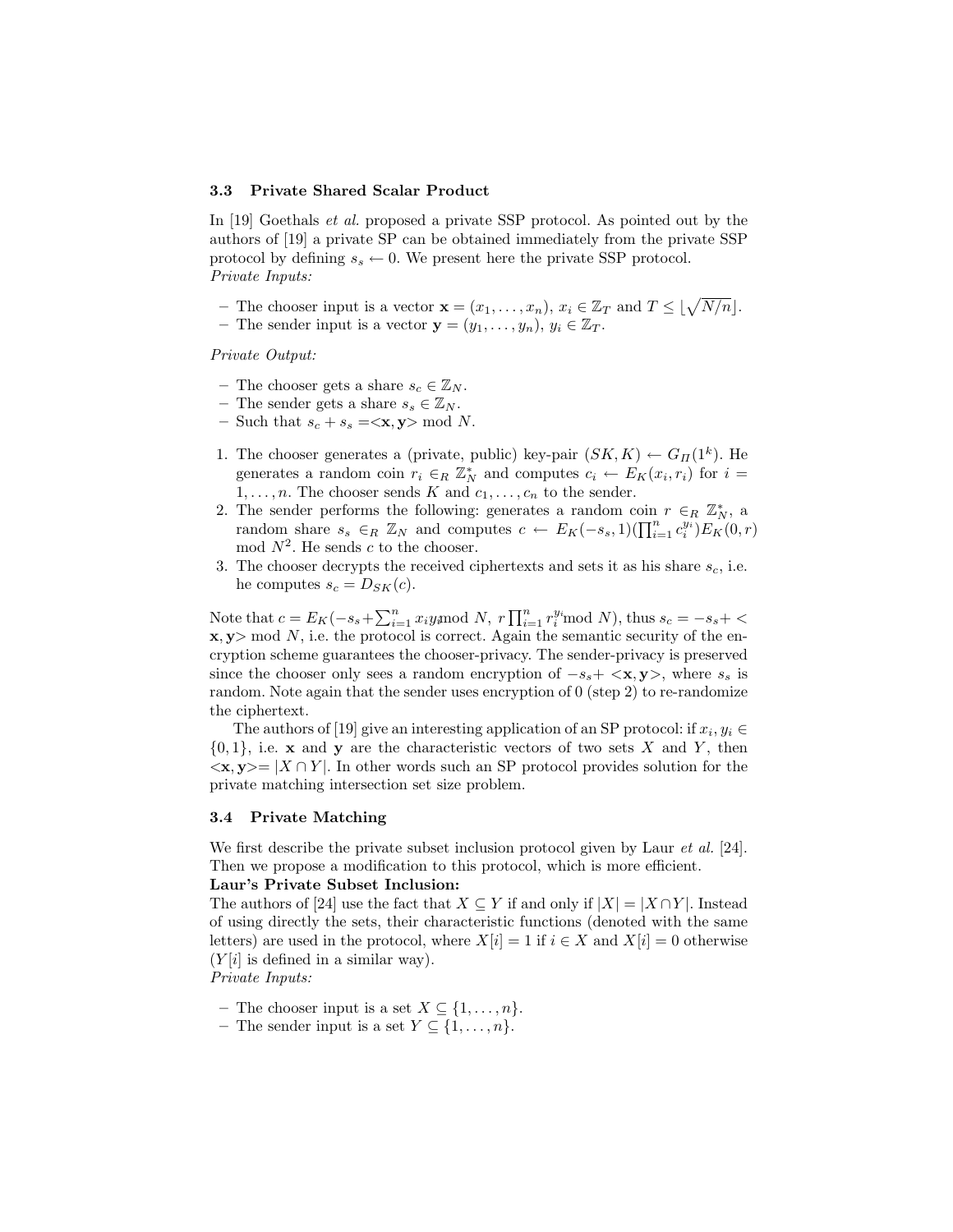### 3.3 Private Shared Scalar Product

In [19] Goethals *et al.* proposed a private SSP protocol. As pointed out by the authors of [19] a private SP can be obtained immediately from the private SSP protocol by defining $s_s \leftarrow 0$. We present here the private SSP protocol.
*Private Inputs:*

- The chooser input is a vector $\mathbf{x} = (x_1, \ldots, x_n)$, $x_i \in \mathbb{Z}_T$ and $T \leq \lfloor \sqrt{N/n} \rfloor$.
- The sender input is a vector $\mathbf{y} = (y_1, \ldots, y_n)$, $y_i \in \mathbb{Z}_T$.

*Private Output:*

- The chooser gets a share $s_c \in \mathbb{Z}_N$.
- The sender gets a share $s_s \in \mathbb{Z}_N$.
- Such that $s_c + s_s = <\mathbf{x}, \mathbf{y}> \bmod N$.

1. The chooser generates a (private, public) key-pair $(SK, K) \leftarrow G_\Pi(1^k)$. He generates a random coin $r_i \in_R \mathbb{Z}_N^*$ and computes $c_i \leftarrow E_K(x_i, r_i)$ for $i = 1, \ldots, n$. The chooser sends $K$ and $c_1, \ldots, c_n$ to the sender.
2. The sender performs the following: generates a random coin $r \in_R \mathbb{Z}_N^*$, a random share $s_s \in_R \mathbb{Z}_N$ and computes $c \leftarrow E_K(-s_s, 1)(\prod_{i=1}^n c_i^{y_i}) E_K(0, r) \bmod N^2$. He sends $c$ to the chooser.
3. The chooser decrypts the received ciphertexts and sets it as his share $s_c$, i.e. he computes $s_c = D_{SK}(c)$.

Note that $c = E_K(-s_s + \sum_{i=1}^n x_i y_i \bmod N,\ r \prod_{i=1}^n r_i^{y_i} \bmod N)$, thus $s_c = -s_s + <\mathbf{x}, \mathbf{y}> \bmod N$, i.e. the protocol is correct. Again the semantic security of the encryption scheme guarantees the chooser-privacy. The sender-privacy is preserved since the chooser only sees a random encryption of $-s_s + <\mathbf{x}, \mathbf{y}>$, where $s_s$ is random. Note again that the sender uses encryption of 0 (step 2) to re-randomize the ciphertext.

The authors of [19] give an interesting application of an SP protocol: if $x_i, y_i \in \{0, 1\}$, i.e. $\mathbf{x}$ and $\mathbf{y}$ are the characteristic vectors of two sets $X$ and $Y$, then $<\mathbf{x}, \mathbf{y}> = |X \cap Y|$. In other words such an SP protocol provides solution for the private matching intersection set size problem.

### 3.4 Private Matching

We first describe the private subset inclusion protocol given by Laur *et al.* [24]. Then we propose a modification to this protocol, which is more efficient.

**Laur's Private Subset Inclusion:**

The authors of [24] use the fact that $X \subseteq Y$ if and only if $|X| = |X \cap Y|$. Instead of using directly the sets, their characteristic functions (denoted with the same letters) are used in the protocol, where $X[i] = 1$ if $i \in X$ and $X[i] = 0$ otherwise ($Y[i]$ is defined in a similar way).
*Private Inputs:*

- The chooser input is a set $X \subseteq \{1, \ldots, n\}$.
- The sender input is a set $Y \subseteq \{1, \ldots, n\}$.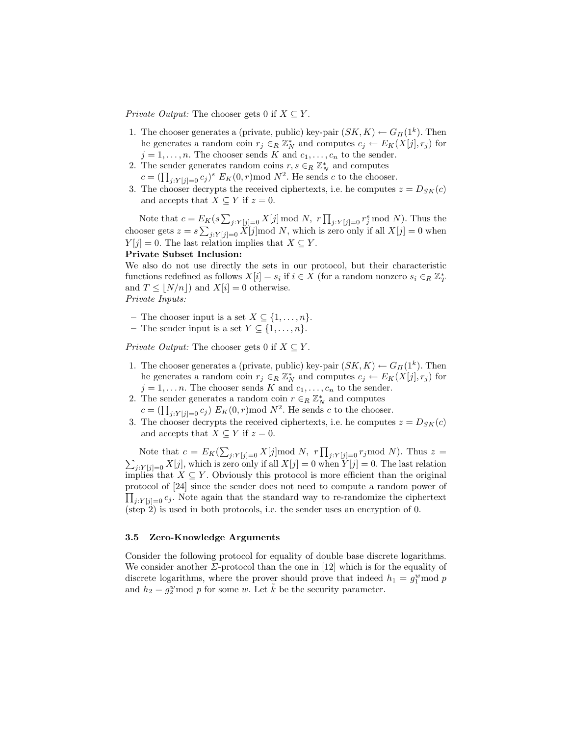*Private Output:* The chooser gets 0 if $X \subseteq Y$.

1. The chooser generates a (private, public) key-pair $(SK, K) \leftarrow G_\Pi(1^k)$. Then he generates a random coin $r_j \in_R \mathbb{Z}_N^*$ and computes $c_j \leftarrow E_K(X[j], r_j)$ for $j = 1, \ldots, n$. The chooser sends $K$ and $c_1, \ldots, c_n$ to the sender.
2. The sender generates random coins $r, s \in_R \mathbb{Z}_N^*$ and computes $c = (\prod_{j:Y[j]=0} c_j)^s \ E_K(0, r) \bmod N^2$. He sends $c$ to the chooser.
3. The chooser decrypts the received ciphertexts, i.e. he computes $z = D_{SK}(c)$ and accepts that $X \subseteq Y$ if $z = 0$.

Note that $c = E_K(s \sum_{j:Y[j]=0} X[j] \bmod N, \ r \prod_{j:Y[j]=0} r_j^s \bmod N)$. Thus the chooser gets $z = s \sum_{j:Y[j]=0} X[j] \bmod N$, which is zero only if all $X[j] = 0$ when $Y[j] = 0$. The last relation implies that $X \subseteq Y$.

**Private Subset Inclusion:**
We also do not use directly the sets in our protocol, but their characteristic functions redefined as follows $X[i] = s_i$ if $i \in X$ (for a random nonzero $s_i \in_R \mathbb{Z}_T^*$ and $T \leq \lfloor N/n \rfloor$) and $X[i] = 0$ otherwise.

*Private Inputs:*

- The chooser input is a set $X \subseteq \{1, \ldots, n\}$.
- The sender input is a set $Y \subseteq \{1, \ldots, n\}$.

*Private Output:* The chooser gets 0 if $X \subseteq Y$.

1. The chooser generates a (private, public) key-pair $(SK, K) \leftarrow G_\Pi(1^k)$. Then he generates a random coin $r_j \in_R \mathbb{Z}_N^*$ and computes $c_j \leftarrow E_K(X[j], r_j)$ for $j = 1, \ldots n$. The chooser sends $K$ and $c_1, \ldots, c_n$ to the sender.
2. The sender generates a random coin $r \in_R \mathbb{Z}_N^*$ and computes $c = (\prod_{j:Y[j]=0} c_j) \ E_K(0, r) \bmod N^2$. He sends $c$ to the chooser.
3. The chooser decrypts the received ciphertexts, i.e. he computes $z = D_{SK}(c)$ and accepts that $X \subseteq Y$ if $z = 0$.

Note that $c = E_K(\sum_{j:Y[j]=0} X[j] \bmod N, \ r \prod_{j:Y[j]=0} r_j \bmod N)$. Thus $z = \sum_{j:Y[j]=0} X[j]$, which is zero only if all $X[j] = 0$ when $Y[j] = 0$. The last relation implies that $X \subseteq Y$. Obviously this protocol is more efficient than the original protocol of [24] since the sender does not need to compute a random power of $\prod_{j:Y[j]=0} c_j$. Note again that the standard way to re-randomize the ciphertext (step 2) is used in both protocols, i.e. the sender uses an encryption of 0.

### 3.5 Zero-Knowledge Arguments

Consider the following protocol for equality of double base discrete logarithms. We consider another $\Sigma$-protocol than the one in [12] which is for the equality of discrete logarithms, where the prover should prove that indeed $h_1 = g_1^w \bmod p$ and $h_2 = g_2^w \bmod p$ for some $w$. Let $\tilde{k}$ be the security parameter.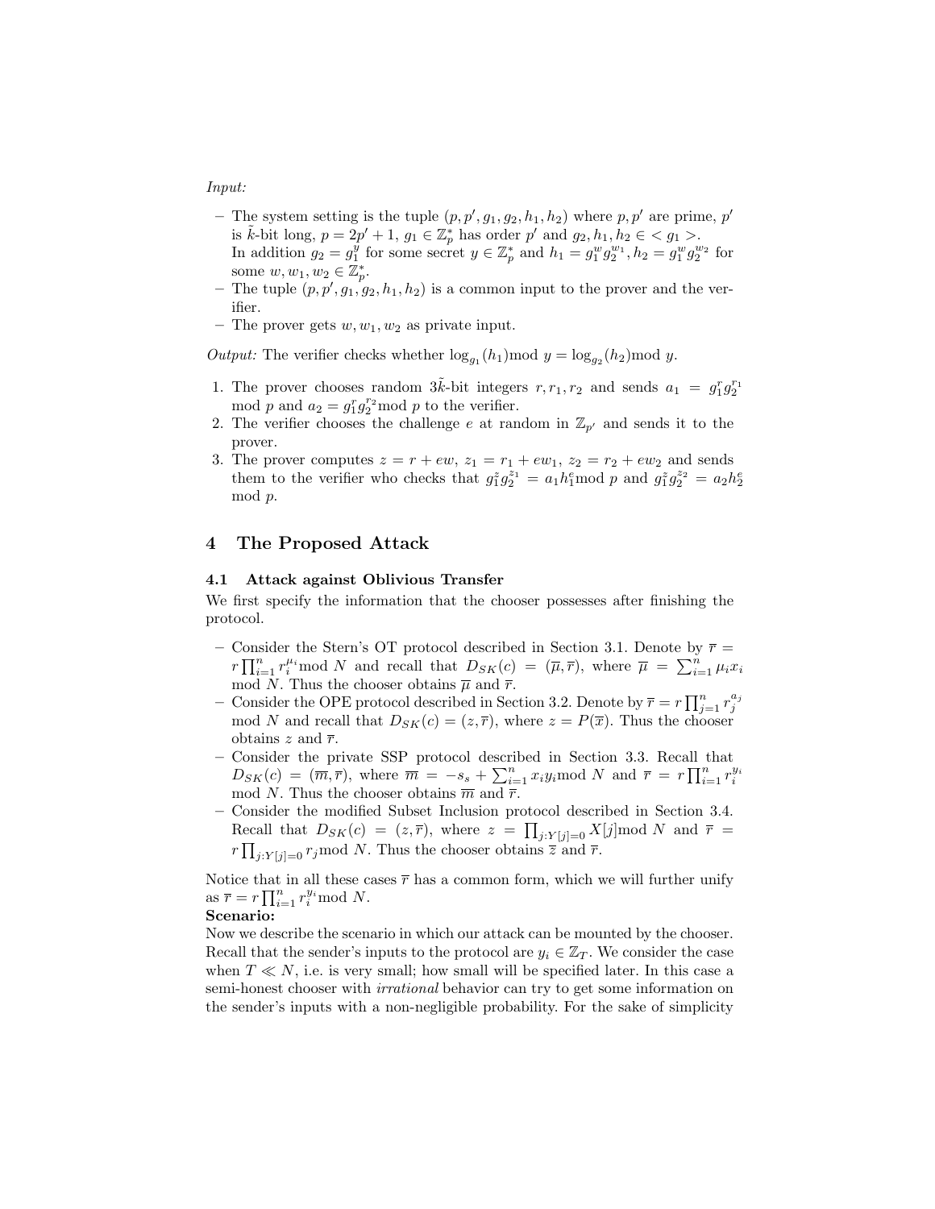*Input:*

- The system setting is the tuple $(p, p', g_1, g_2, h_1, h_2)$ where $p, p'$ are prime, $p'$ is $\tilde{k}$-bit long, $p = 2p' + 1$, $g_1 \in \mathbb{Z}_p^*$ has order $p'$ and $g_2, h_1, h_2 \in < g_1 >$.
  In addition $g_2 = g_1^y$ for some secret $y \in \mathbb{Z}_p^*$ and $h_1 = g_1^w g_2^{w_1}, h_2 = g_1^w g_2^{w_2}$ for some $w, w_1, w_2 \in \mathbb{Z}_p^*$.
- The tuple $(p, p', g_1, g_2, h_1, h_2)$ is a common input to the prover and the verifier.
- The prover gets $w, w_1, w_2$ as private input.

*Output:* The verifier checks whether $\log_{g_1}(h_1) \bmod y = \log_{g_2}(h_2) \bmod y$.

1. The prover chooses random $3\tilde{k}$-bit integers $r, r_1, r_2$ and sends $a_1 = g_1^r g_2^{r_1} \bmod p$ and $a_2 = g_1^r g_2^{r_2} \bmod p$ to the verifier.
2. The verifier chooses the challenge $e$ at random in $\mathbb{Z}_{p'}$ and sends it to the prover.
3. The prover computes $z = r + ew$, $z_1 = r_1 + ew_1$, $z_2 = r_2 + ew_2$ and sends them to the verifier who checks that $g_1^z g_2^{z_1} = a_1 h_1^e \bmod p$ and $g_1^z g_2^{z_2} = a_2 h_2^e \bmod p$.

# 4 The Proposed Attack

## 4.1 Attack against Oblivious Transfer

We first specify the information that the chooser possesses after finishing the protocol.

- Consider the Stern's OT protocol described in Section 3.1. Denote by $\overline{r} = r \prod_{i=1}^{n} r_i^{\mu_i} \bmod N$ and recall that $D_{SK}(c) = (\overline{\mu}, \overline{r})$, where $\overline{\mu} = \sum_{i=1}^{n} \mu_i x_i \bmod N$. Thus the chooser obtains $\overline{\mu}$ and $\overline{r}$.
- Consider the OPE protocol described in Section 3.2. Denote by $\overline{r} = r \prod_{j=1}^{n} r_j^{a_j} \bmod N$ and recall that $D_{SK}(c) = (z, \overline{r})$, where $z = P(\overline{x})$. Thus the chooser obtains $z$ and $\overline{r}$.
- Consider the private SSP protocol described in Section 3.3. Recall that $D_{SK}(c) = (\overline{m}, \overline{r})$, where $\overline{m} = -s_s + \sum_{i=1}^{n} x_i y_i \bmod N$ and $\overline{r} = r \prod_{i=1}^{n} r_i^{y_i} \bmod N$. Thus the chooser obtains $\overline{m}$ and $\overline{r}$.
- Consider the modified Subset Inclusion protocol described in Section 3.4. Recall that $D_{SK}(c) = (z, \overline{r})$, where $z = \prod_{j:Y[j]=0} X[j] \bmod N$ and $\overline{r} = r \prod_{j:Y[j]=0} r_j \bmod N$. Thus the chooser obtains $\overline{z}$ and $\overline{r}$.

Notice that in all these cases $\overline{r}$ has a common form, which we will further unify as $\overline{r} = r \prod_{i=1}^{n} r_i^{y_i} \bmod N$.

**Scenario:**

Now we describe the scenario in which our attack can be mounted by the chooser. Recall that the sender's inputs to the protocol are $y_i \in \mathbb{Z}_T$. We consider the case when $T \ll N$, i.e. is very small; how small will be specified later. In this case a semi-honest chooser with *irrational* behavior can try to get some information on the sender's inputs with a non-negligible probability. For the sake of simplicity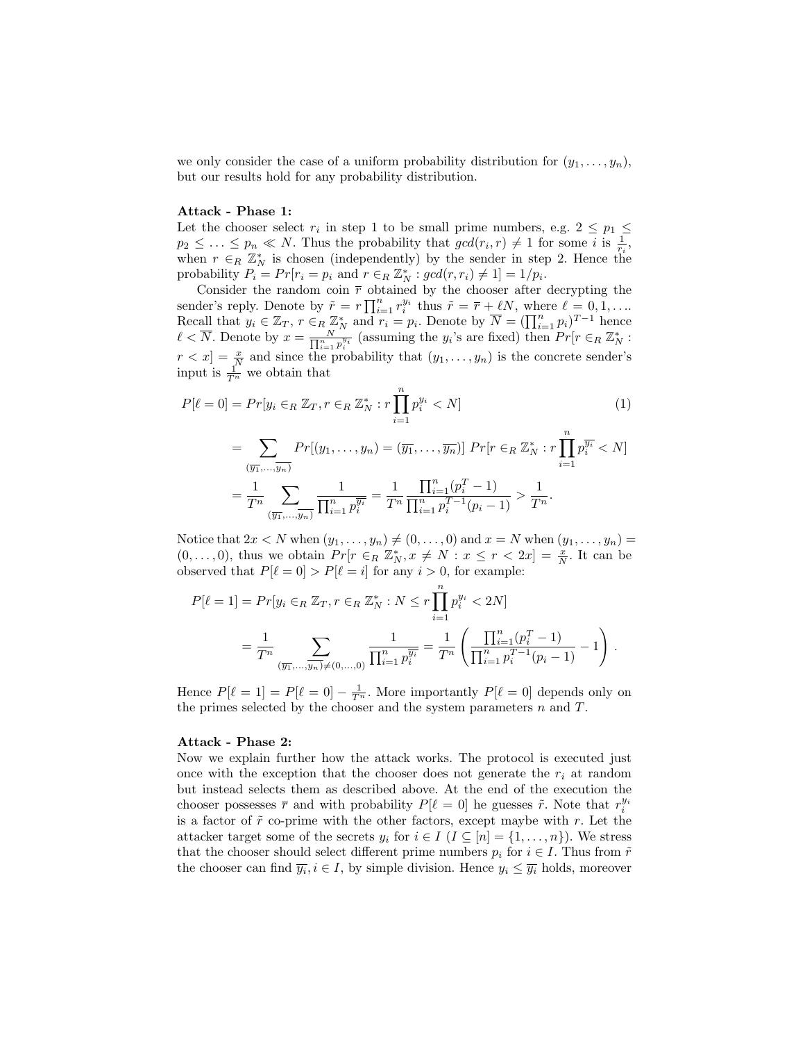we only consider the case of a uniform probability distribution for $(y_1, \ldots, y_n)$, but our results hold for any probability distribution.

**Attack - Phase 1:**
Let the chooser select $r_i$ in step 1 to be small prime numbers, e.g. $2 \leq p_1 \leq p_2 \leq \ldots \leq p_n \ll N$. Thus the probability that $gcd(r_i, r) \neq 1$ for some $i$ is $\frac{1}{r_i}$, when $r \in_R \mathbb{Z}_N^*$ is chosen (independently) by the sender in step 2. Hence the probability $P_i = Pr[r_i = p_i \text{ and } r \in_R \mathbb{Z}_N^* : gcd(r, r_i) \neq 1] = 1/p_i$.

Consider the random coin $\overline{r}$ obtained by the chooser after decrypting the sender's reply. Denote by $\tilde{r} = r \prod_{i=1}^n r_i^{y_i}$ thus $\tilde{r} = \overline{r} + \ell N$, where $\ell = 0, 1, \ldots$. Recall that $y_i \in \mathbb{Z}_T$, $r \in_R \mathbb{Z}_N^*$ and $r_i = p_i$. Denote by $\overline{N} = (\prod_{i=1}^n p_i)^{T-1}$ hence $\ell < \overline{N}$. Denote by $x = \frac{N}{\prod_{i=1}^n p_i^{y_i}}$ (assuming the $y_i$'s are fixed) then $Pr[r \in_R \mathbb{Z}_N^* : r < x] = \frac{x}{N}$ and since the probability that $(y_1, \ldots, y_n)$ is the concrete sender's input is $\frac{1}{T^n}$ we obtain that

$$
\begin{aligned}
P[\ell = 0] &= Pr[y_i \in_R \mathbb{Z}_T, r \in_R \mathbb{Z}_N^* : r \prod_{i=1}^n p_i^{y_i} < N] \qquad (1) \\
&= \sum_{(\overline{y_1}, \ldots, \overline{y_n})} Pr[(y_1, \ldots, y_n) = (\overline{y_1}, \ldots, \overline{y_n})] \; Pr[r \in_R \mathbb{Z}_N^* : r \prod_{i=1}^n p_i^{\overline{y_i}} < N] \\
&= \frac{1}{T^n} \sum_{(\overline{y_1}, \ldots, \overline{y_n})} \frac{1}{\prod_{i=1}^n p_i^{\overline{y_i}}} = \frac{1}{T^n} \frac{\prod_{i=1}^n (p_i^T - 1)}{\prod_{i=1}^n p_i^{T-1}(p_i - 1)} > \frac{1}{T^n}.
\end{aligned}
$$

Notice that $2x < N$ when $(y_1, \ldots, y_n) \neq (0, \ldots, 0)$ and $x = N$ when $(y_1, \ldots, y_n) = (0, \ldots, 0)$, thus we obtain $Pr[r \in_R \mathbb{Z}_N^*, x \neq N : x \leq r < 2x] = \frac{x}{N}$. It can be observed that $P[\ell = 0] > P[\ell = i]$ for any $i > 0$, for example:

$$
\begin{aligned}
P[\ell = 1] &= Pr[y_i \in_R \mathbb{Z}_T, r \in_R \mathbb{Z}_N^* : N \leq r \prod_{i=1}^n p_i^{y_i} < 2N] \\
&= \frac{1}{T^n} \sum_{(\overline{y_1}, \ldots, \overline{y_n}) \neq (0, \ldots, 0)} \frac{1}{\prod_{i=1}^n p_i^{\overline{y_i}}} = \frac{1}{T^n} \left( \frac{\prod_{i=1}^n (p_i^T - 1)}{\prod_{i=1}^n p_i^{T-1}(p_i - 1)} - 1 \right).
\end{aligned}
$$

Hence $P[\ell = 1] = P[\ell = 0] - \frac{1}{T^n}$. More importantly $P[\ell = 0]$ depends only on the primes selected by the chooser and the system parameters $n$ and $T$.

**Attack - Phase 2:**
Now we explain further how the attack works. The protocol is executed just once with the exception that the chooser does not generate the $r_i$ at random but instead selects them as described above. At the end of the execution the chooser possesses $\overline{r}$ and with probability $P[\ell = 0]$ he guesses $\tilde{r}$. Note that $r_i^{y_i}$ is a factor of $\tilde{r}$ co-prime with the other factors, except maybe with $r$. Let the attacker target some of the secrets $y_i$ for $i \in I$ ($I \subseteq [n] = \{1, \ldots, n\}$). We stress that the chooser should select different prime numbers $p_i$ for $i \in I$. Thus from $\tilde{r}$ the chooser can find $\overline{y_i}, i \in I$, by simple division. Hence $y_i \leq \overline{y_i}$ holds, moreover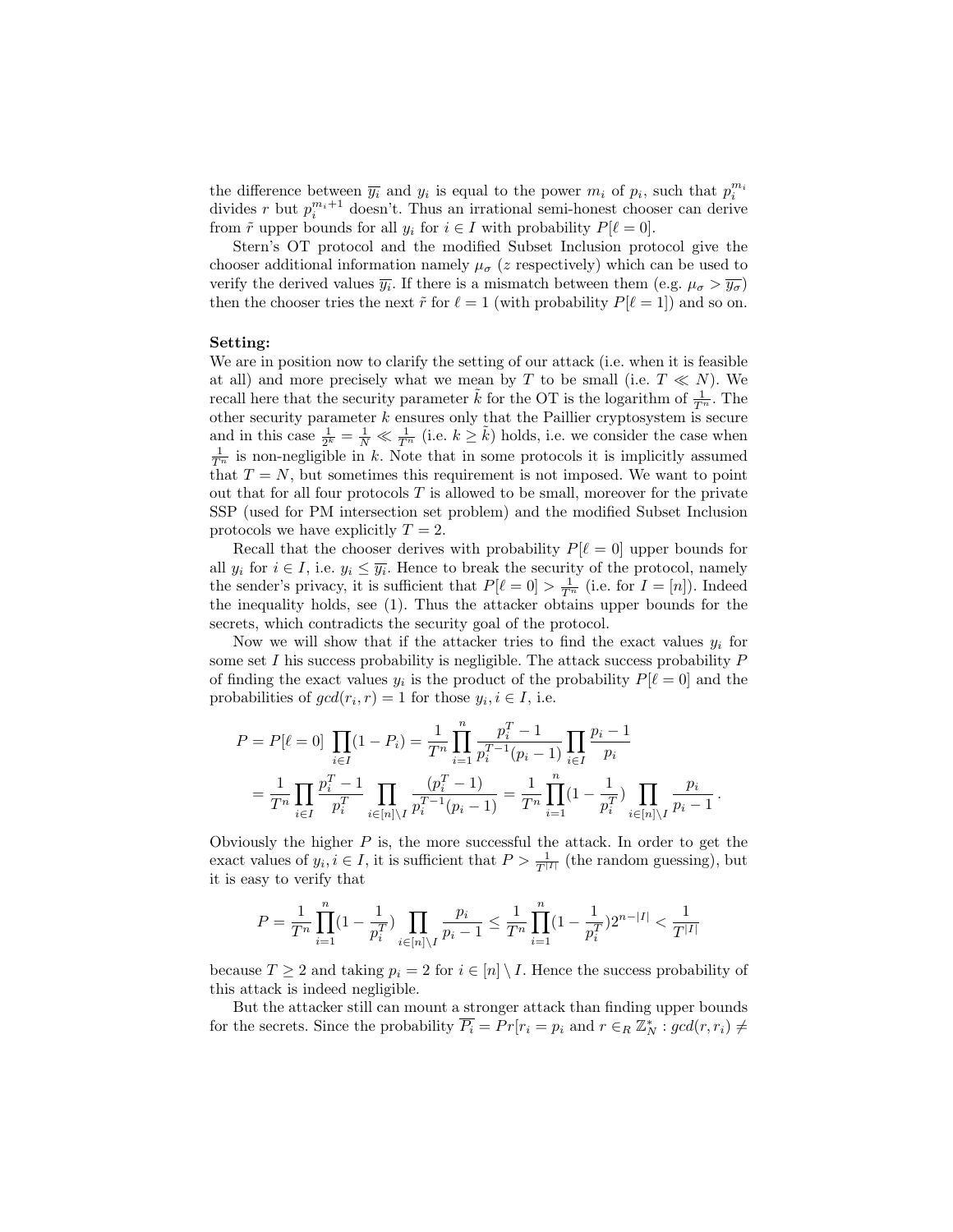the difference between $\overline{y_i}$ and $y_i$ is equal to the power $m_i$ of $p_i$, such that $p_i^{m_i}$ divides $r$ but $p_i^{m_i+1}$ doesn't. Thus an irrational semi-honest chooser can derive from $\tilde{r}$ upper bounds for all $y_i$ for $i \in I$ with probability $P[\ell = 0]$.

Stern's OT protocol and the modified Subset Inclusion protocol give the chooser additional information namely $\mu_\sigma$ ($z$ respectively) which can be used to verify the derived values $\overline{y_i}$. If there is a mismatch between them (e.g. $\mu_\sigma > \overline{y_\sigma}$) then the chooser tries the next $\tilde{r}$ for $\ell = 1$ (with probability $P[\ell = 1]$) and so on.

**Setting:**
We are in position now to clarify the setting of our attack (i.e. when it is feasible at all) and more precisely what we mean by $T$ to be small (i.e. $T \ll N$). We recall here that the security parameter $\tilde{k}$ for the OT is the logarithm of $\frac{1}{T^n}$. The other security parameter $k$ ensures only that the Paillier cryptosystem is secure and in this case $\frac{1}{2^k} = \frac{1}{N} \ll \frac{1}{T^n}$ (i.e. $k \geq \tilde{k}$) holds, i.e. we consider the case when $\frac{1}{T^n}$ is non-negligible in $k$. Note that in some protocols it is implicitly assumed that $T = N$, but sometimes this requirement is not imposed. We want to point out that for all four protocols $T$ is allowed to be small, moreover for the private SSP (used for PM intersection set problem) and the modified Subset Inclusion protocols we have explicitly $T = 2$.

Recall that the chooser derives with probability $P[\ell = 0]$ upper bounds for all $y_i$ for $i \in I$, i.e. $y_i \leq \overline{y_i}$. Hence to break the security of the protocol, namely the sender's privacy, it is sufficient that $P[\ell = 0] > \frac{1}{T^n}$ (i.e. for $I = [n]$). Indeed the inequality holds, see (1). Thus the attacker obtains upper bounds for the secrets, which contradicts the security goal of the protocol.

Now we will show that if the attacker tries to find the exact values $y_i$ for some set $I$ his success probability is negligible. The attack success probability $P$ of finding the exact values $y_i$ is the product of the probability $P[\ell = 0]$ and the probabilities of $gcd(r_i, r) = 1$ for those $y_i, i \in I$, i.e.

$$
\begin{aligned}
P = P[\ell = 0] \prod_{i \in I} (1 - P_i) &= \frac{1}{T^n} \prod_{i=1}^{n} \frac{p_i^T - 1}{p_i^{T-1}(p_i - 1)} \prod_{i \in I} \frac{p_i - 1}{p_i} \\
&= \frac{1}{T^n} \prod_{i \in I} \frac{p_i^T - 1}{p_i^T} \prod_{i \in [n] \setminus I} \frac{(p_i^T - 1)}{p_i^{T-1}(p_i - 1)} = \frac{1}{T^n} \prod_{i=1}^{n} (1 - \frac{1}{p_i^T}) \prod_{i \in [n] \setminus I} \frac{p_i}{p_i - 1} .
\end{aligned}
$$

Obviously the higher $P$ is, the more successful the attack. In order to get the exact values of $y_i, i \in I$, it is sufficient that $P > \frac{1}{T^{|I|}}$ (the random guessing), but it is easy to verify that

$$
P = \frac{1}{T^n} \prod_{i=1}^{n} (1 - \frac{1}{p_i^T}) \prod_{i \in [n] \setminus I} \frac{p_i}{p_i - 1} \leq \frac{1}{T^n} \prod_{i=1}^{n} (1 - \frac{1}{p_i^T}) 2^{n - |I|} < \frac{1}{T^{|I|}}
$$

because $T \geq 2$ and taking $p_i = 2$ for $i \in [n] \setminus I$. Hence the success probability of this attack is indeed negligible.

But the attacker still can mount a stronger attack than finding upper bounds for the secrets. Since the probability $\overline{P_i} = Pr[r_i = p_i$ and $r \in_R \mathbb{Z}_N^* : gcd(r, r_i) \neq$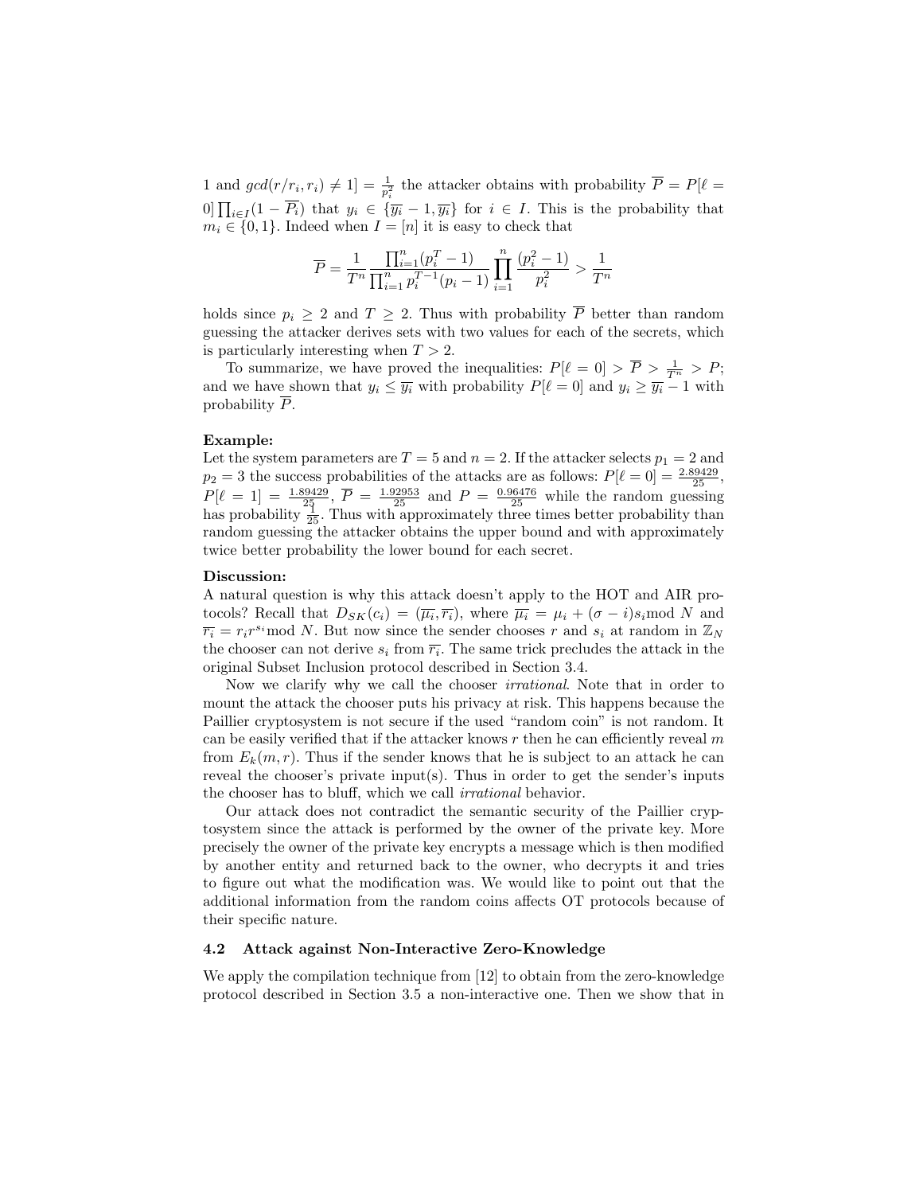1 and $gcd(r/r_i, r_i) \neq 1] = \frac{1}{p_i^2}$ the attacker obtains with probability $\overline{P} = P[\ell = 0] \prod_{i \in I}(1 - \overline{P_i})$ that $y_i \in \{\overline{y_i} - 1, \overline{y_i}\}$ for $i \in I$. This is the probability that $m_i \in \{0, 1\}$. Indeed when $I = [n]$ it is easy to check that

$$\overline{P} = \frac{1}{T^n} \frac{\prod_{i=1}^{n}(p_i^T - 1)}{\prod_{i=1}^{n} p_i^{T-1}(p_i - 1)} \prod_{i=1}^{n} \frac{(p_i^2 - 1)}{p_i^2} > \frac{1}{T^n}$$

holds since $p_i \geq 2$ and $T \geq 2$. Thus with probability $\overline{P}$ better than random guessing the attacker derives sets with two values for each of the secrets, which is particularly interesting when $T > 2$.

To summarize, we have proved the inequalities: $P[\ell = 0] > \overline{P} > \frac{1}{T^n} > P$; and we have shown that $y_i \leq \overline{y_i}$ with probability $P[\ell = 0]$ and $y_i \geq \overline{y_i} - 1$ with probability $\overline{P}$.

**Example:**
Let the system parameters are $T = 5$ and $n = 2$. If the attacker selects $p_1 = 2$ and $p_2 = 3$ the success probabilities of the attacks are as follows: $P[\ell = 0] = \frac{2.89429}{25}$, $P[\ell = 1] = \frac{1.89429}{25}$, $\overline{P} = \frac{1.92953}{25}$ and $P = \frac{0.96476}{25}$ while the random guessing has probability $\frac{1}{25}$. Thus with approximately three times better probability than random guessing the attacker obtains the upper bound and with approximately twice better probability the lower bound for each secret.

**Discussion:**
A natural question is why this attack doesn't apply to the HOT and AIR protocols? Recall that $D_{SK}(c_i) = (\overline{\mu_i}, \overline{r_i})$, where $\overline{\mu_i} = \mu_i + (\sigma - i)s_i \bmod N$ and $\overline{r_i} = r_i r^{s_i} \bmod N$. But now since the sender chooses $r$ and $s_i$ at random in $\mathbb{Z}_N$ the chooser can not derive $s_i$ from $\overline{r_i}$. The same trick precludes the attack in the original Subset Inclusion protocol described in Section 3.4.

Now we clarify why we call the chooser *irrational*. Note that in order to mount the attack the chooser puts his privacy at risk. This happens because the Paillier cryptosystem is not secure if the used "random coin" is not random. It can be easily verified that if the attacker knows $r$ then he can efficiently reveal $m$ from $E_k(m, r)$. Thus if the sender knows that he is subject to an attack he can reveal the chooser's private input(s). Thus in order to get the sender's inputs the chooser has to bluff, which we call *irrational* behavior.

Our attack does not contradict the semantic security of the Paillier cryptosystem since the attack is performed by the owner of the private key. More precisely the owner of the private key encrypts a message which is then modified by another entity and returned back to the owner, who decrypts it and tries to figure out what the modification was. We would like to point out that the additional information from the random coins affects OT protocols because of their specific nature.

### 4.2 Attack against Non-Interactive Zero-Knowledge

We apply the compilation technique from [12] to obtain from the zero-knowledge protocol described in Section 3.5 a non-interactive one. Then we show that in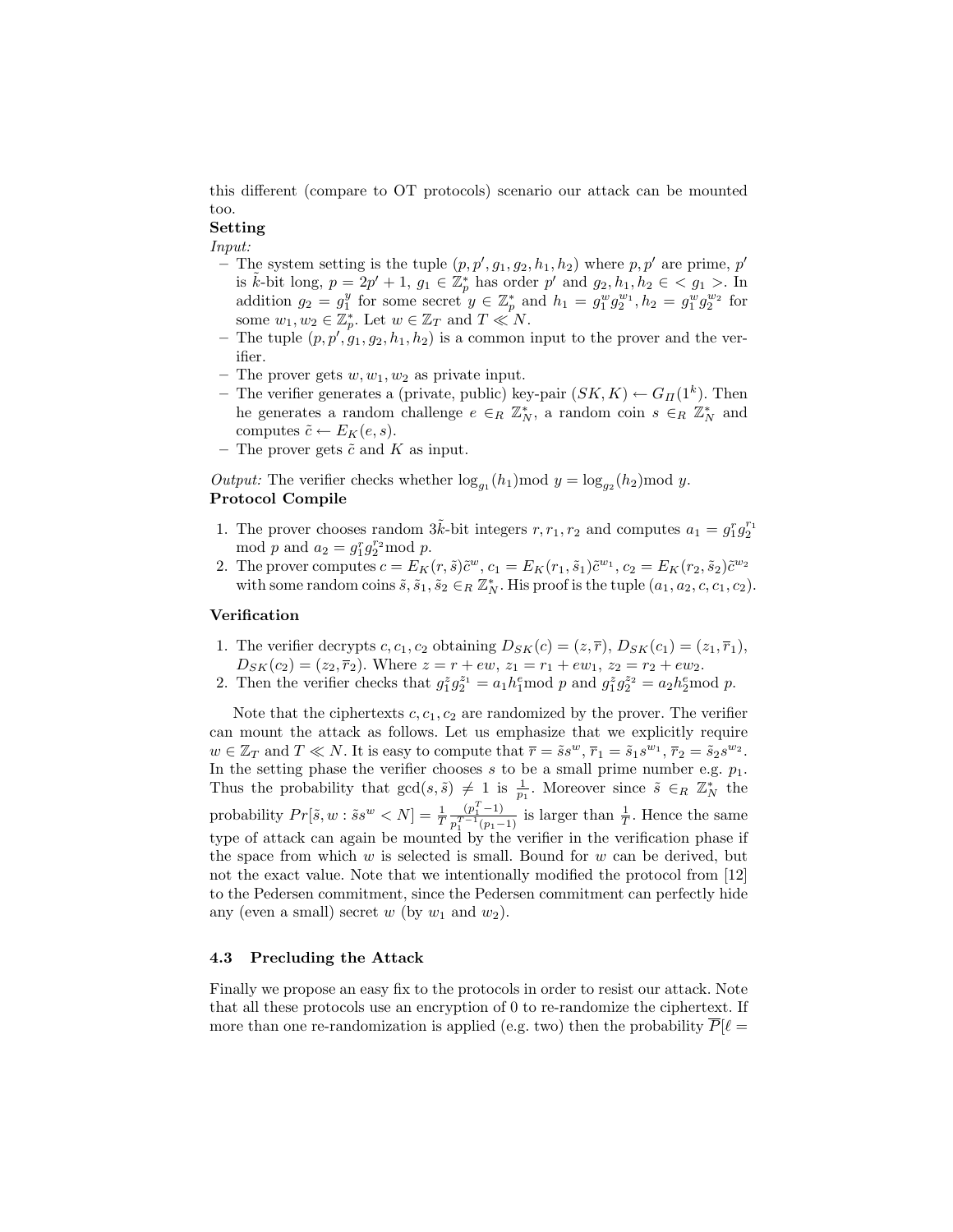this different (compare to OT protocols) scenario our attack can be mounted too.

**Setting**

*Input:*

- The system setting is the tuple $(p, p', g_1, g_2, h_1, h_2)$ where $p, p'$ are prime, $p'$ is $\tilde{k}$-bit long, $p = 2p' + 1$, $g_1 \in \mathbb{Z}_p^*$ has order $p'$ and $g_2, h_1, h_2 \in < g_1 >$. In addition $g_2 = g_1^y$ for some secret $y \in \mathbb{Z}_p^*$ and $h_1 = g_1^w g_2^{w_1}, h_2 = g_1^w g_2^{w_2}$ for some $w_1, w_2 \in \mathbb{Z}_p^*$. Let $w \in \mathbb{Z}_T$ and $T \ll N$.
- The tuple $(p, p', g_1, g_2, h_1, h_2)$ is a common input to the prover and the verifier.
- The prover gets $w, w_1, w_2$ as private input.
- The verifier generates a (private, public) key-pair $(SK, K) \leftarrow G_\Pi(1^k)$. Then he generates a random challenge $e \in_R \mathbb{Z}_N^*$, a random coin $s \in_R \mathbb{Z}_N^*$ and computes $\tilde{c} \leftarrow E_K(e, s)$.
- The prover gets $\tilde{c}$ and $K$ as input.

*Output:* The verifier checks whether $\log_{g_1}(h_1) \bmod y = \log_{g_2}(h_2) \bmod y$.

**Protocol Compile**

1. The prover chooses random $3\tilde{k}$-bit integers $r, r_1, r_2$ and computes $a_1 = g_1^r g_2^{r_1} \bmod p$ and $a_2 = g_1^r g_2^{r_2} \bmod p$.
2. The prover computes $c = E_K(r, \tilde{s})\tilde{c}^w$, $c_1 = E_K(r_1, \tilde{s}_1)\tilde{c}^{w_1}$, $c_2 = E_K(r_2, \tilde{s}_2)\tilde{c}^{w_2}$ with some random coins $\tilde{s}, \tilde{s}_1, \tilde{s}_2 \in_R \mathbb{Z}_N^*$. His proof is the tuple $(a_1, a_2, c, c_1, c_2)$.

**Verification**

1. The verifier decrypts $c, c_1, c_2$ obtaining $D_{SK}(c) = (z, \overline{r})$, $D_{SK}(c_1) = (z_1, \overline{r}_1)$, $D_{SK}(c_2) = (z_2, \overline{r}_2)$. Where $z = r + ew$, $z_1 = r_1 + ew_1$, $z_2 = r_2 + ew_2$.
2. Then the verifier checks that $g_1^z g_2^{z_1} = a_1 h_1^e \bmod p$ and $g_1^z g_2^{z_2} = a_2 h_2^e \bmod p$.

Note that the ciphertexts $c, c_1, c_2$ are randomized by the prover. The verifier can mount the attack as follows. Let us emphasize that we explicitly require $w \in \mathbb{Z}_T$ and $T \ll N$. It is easy to compute that $\overline{r} = \tilde{s}s^w$, $\overline{r}_1 = \tilde{s}_1 s^{w_1}$, $\overline{r}_2 = \tilde{s}_2 s^{w_2}$. In the setting phase the verifier chooses $s$ to be a small prime number e.g. $p_1$. Thus the probability that $\gcd(s, \tilde{s}) \neq 1$ is $\frac{1}{p_1}$. Moreover since $\tilde{s} \in_R \mathbb{Z}_N^*$ the probability $Pr[\tilde{s}, w : \tilde{s}s^w < N] = \frac{1}{T}\frac{(p_1^T - 1)}{p_1^{T-1}(p_1 - 1)}$ is larger than $\frac{1}{T}$. Hence the same type of attack can again be mounted by the verifier in the verification phase if the space from which $w$ is selected is small. Bound for $w$ can be derived, but not the exact value. Note that we intentionally modified the protocol from [12] to the Pedersen commitment, since the Pedersen commitment can perfectly hide any (even a small) secret $w$ (by $w_1$ and $w_2$).

### 4.3 Precluding the Attack

Finally we propose an easy fix to the protocols in order to resist our attack. Note that all these protocols use an encryption of 0 to re-randomize the ciphertext. If more than one re-randomization is applied (e.g. two) then the probability $\overline{P}[\ell =$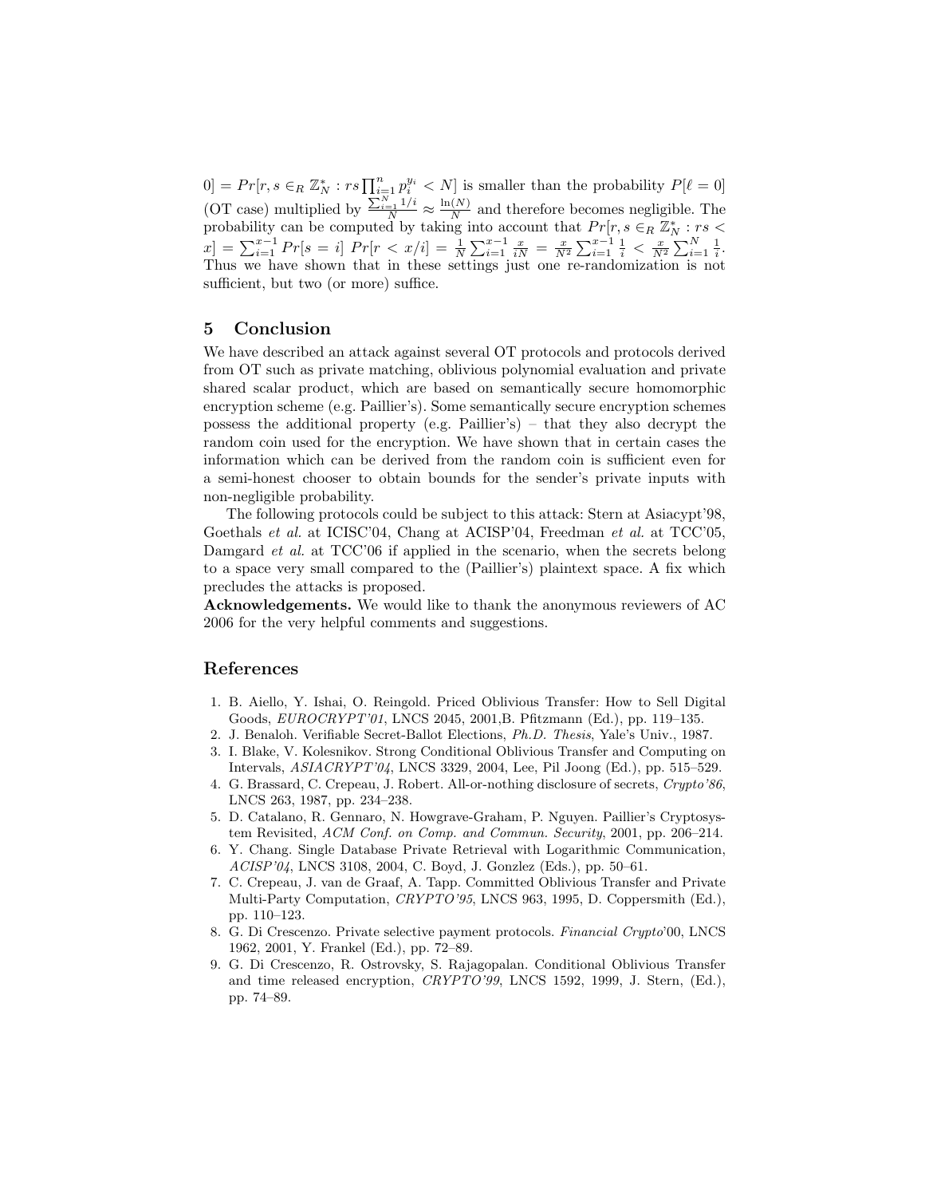$0] = Pr[r, s \in_R \mathbb{Z}_N^* : rs \prod_{i=1}^{n} p_i^{y_i} < N]$ is smaller than the probability $P[\ell = 0]$ (OT case) multiplied by $\frac{\sum_{i=1}^{N} 1/i}{N} \approx \frac{\ln(N)}{N}$ and therefore becomes negligible. The probability can be computed by taking into account that $Pr[r, s \in_R \mathbb{Z}_N^* : rs < x] = \sum_{i=1}^{x-1} Pr[s = i]\ Pr[r < x/i] = \frac{1}{N} \sum_{i=1}^{x-1} \frac{x}{iN} = \frac{x}{N^2} \sum_{i=1}^{x-1} \frac{1}{i} < \frac{x}{N^2} \sum_{i=1}^{N} \frac{1}{i}$. Thus we have shown that in these settings just one re-randomization is not sufficient, but two (or more) suffice.

## 5 Conclusion

We have described an attack against several OT protocols and protocols derived from OT such as private matching, oblivious polynomial evaluation and private shared scalar product, which are based on semantically secure homomorphic encryption scheme (e.g. Paillier's). Some semantically secure encryption schemes possess the additional property (e.g. Paillier's) – that they also decrypt the random coin used for the encryption. We have shown that in certain cases the information which can be derived from the random coin is sufficient even for a semi-honest chooser to obtain bounds for the sender's private inputs with non-negligible probability.

The following protocols could be subject to this attack: Stern at Asiacypt'98, Goethals *et al.* at ICISC'04, Chang at ACISP'04, Freedman *et al.* at TCC'05, Damgard *et al.* at TCC'06 if applied in the scenario, when the secrets belong to a space very small compared to the (Paillier's) plaintext space. A fix which precludes the attacks is proposed.

**Acknowledgements.** We would like to thank the anonymous reviewers of AC 2006 for the very helpful comments and suggestions.

## References

1. B. Aiello, Y. Ishai, O. Reingold. Priced Oblivious Transfer: How to Sell Digital Goods, *EUROCRYPT'01*, LNCS 2045, 2001,B. Pfitzmann (Ed.), pp. 119–135.
2. J. Benaloh. Verifiable Secret-Ballot Elections, *Ph.D. Thesis*, Yale's Univ., 1987.
3. I. Blake, V. Kolesnikov. Strong Conditional Oblivious Transfer and Computing on Intervals, *ASIACRYPT'04*, LNCS 3329, 2004, Lee, Pil Joong (Ed.), pp. 515–529.
4. G. Brassard, C. Crepeau, J. Robert. All-or-nothing disclosure of secrets, *Crypto'86*, LNCS 263, 1987, pp. 234–238.
5. D. Catalano, R. Gennaro, N. Howgrave-Graham, P. Nguyen. Paillier's Cryptosystem Revisited, *ACM Conf. on Comp. and Commun. Security*, 2001, pp. 206–214.
6. Y. Chang. Single Database Private Retrieval with Logarithmic Communication, *ACISP'04*, LNCS 3108, 2004, C. Boyd, J. Gonzlez (Eds.), pp. 50–61.
7. C. Crepeau, J. van de Graaf, A. Tapp. Committed Oblivious Transfer and Private Multi-Party Computation, *CRYPTO'95*, LNCS 963, 1995, D. Coppersmith (Ed.), pp. 110–123.
8. G. Di Crescenzo. Private selective payment protocols. *Financial Crypto*'00, LNCS 1962, 2001, Y. Frankel (Ed.), pp. 72–89.
9. G. Di Crescenzo, R. Ostrovsky, S. Rajagopalan. Conditional Oblivious Transfer and time released encryption, *CRYPTO'99*, LNCS 1592, 1999, J. Stern, (Ed.), pp. 74–89.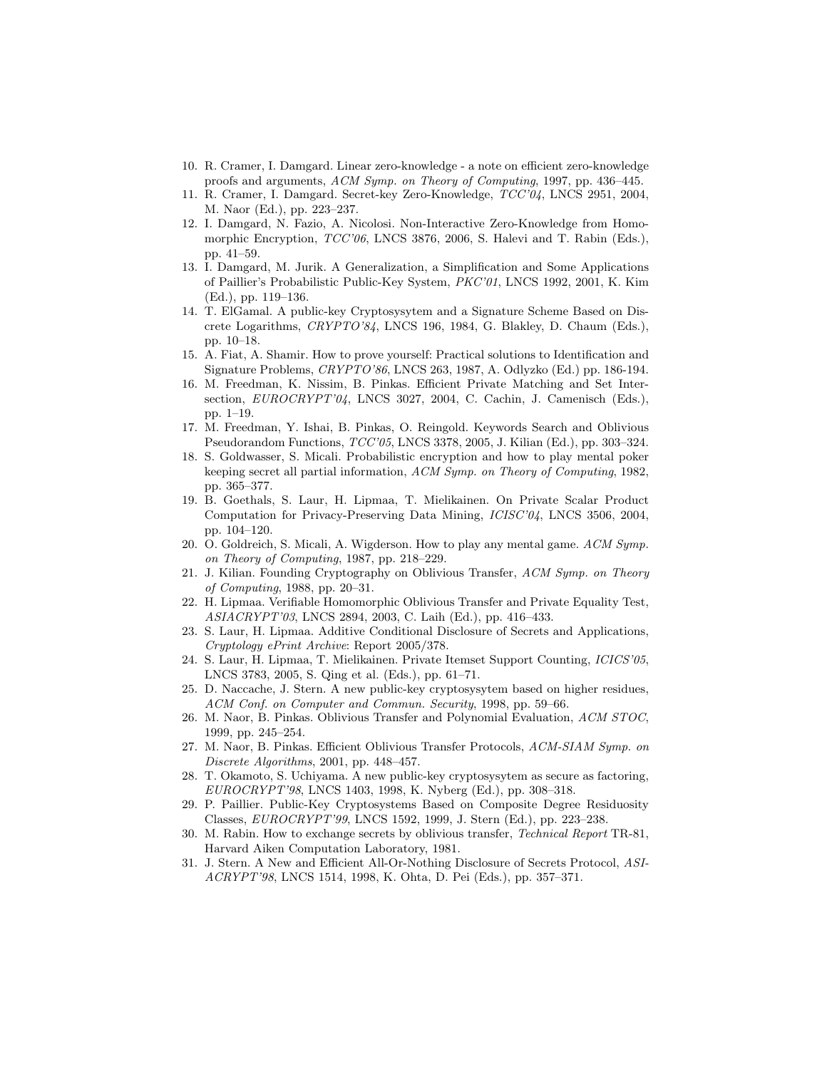10. R. Cramer, I. Damgard. Linear zero-knowledge - a note on efficient zero-knowledge proofs and arguments, *ACM Symp. on Theory of Computing*, 1997, pp. 436–445.
11. R. Cramer, I. Damgard. Secret-key Zero-Knowledge, *TCC'04*, LNCS 2951, 2004, M. Naor (Ed.), pp. 223–237.
12. I. Damgard, N. Fazio, A. Nicolosi. Non-Interactive Zero-Knowledge from Homomorphic Encryption, *TCC'06*, LNCS 3876, 2006, S. Halevi and T. Rabin (Eds.), pp. 41–59.
13. I. Damgard, M. Jurik. A Generalization, a Simplification and Some Applications of Paillier's Probabilistic Public-Key System, *PKC'01*, LNCS 1992, 2001, K. Kim (Ed.), pp. 119–136.
14. T. ElGamal. A public-key Cryptosysytem and a Signature Scheme Based on Discrete Logarithms, *CRYPTO'84*, LNCS 196, 1984, G. Blakley, D. Chaum (Eds.), pp. 10–18.
15. A. Fiat, A. Shamir. How to prove yourself: Practical solutions to Identification and Signature Problems, *CRYPTO'86*, LNCS 263, 1987, A. Odlyzko (Ed.) pp. 186-194.
16. M. Freedman, K. Nissim, B. Pinkas. Efficient Private Matching and Set Intersection, *EUROCRYPT'04*, LNCS 3027, 2004, C. Cachin, J. Camenisch (Eds.), pp. 1–19.
17. M. Freedman, Y. Ishai, B. Pinkas, O. Reingold. Keywords Search and Oblivious Pseudorandom Functions, *TCC'05*, LNCS 3378, 2005, J. Kilian (Ed.), pp. 303–324.
18. S. Goldwasser, S. Micali. Probabilistic encryption and how to play mental poker keeping secret all partial information, *ACM Symp. on Theory of Computing*, 1982, pp. 365–377.
19. B. Goethals, S. Laur, H. Lipmaa, T. Mielikainen. On Private Scalar Product Computation for Privacy-Preserving Data Mining, *ICISC'04*, LNCS 3506, 2004, pp. 104–120.
20. O. Goldreich, S. Micali, A. Wigderson. How to play any mental game. *ACM Symp. on Theory of Computing*, 1987, pp. 218–229.
21. J. Kilian. Founding Cryptography on Oblivious Transfer, *ACM Symp. on Theory of Computing*, 1988, pp. 20–31.
22. H. Lipmaa. Verifiable Homomorphic Oblivious Transfer and Private Equality Test, *ASIACRYPT'03*, LNCS 2894, 2003, C. Laih (Ed.), pp. 416–433.
23. S. Laur, H. Lipmaa. Additive Conditional Disclosure of Secrets and Applications, *Cryptology ePrint Archive*: Report 2005/378.
24. S. Laur, H. Lipmaa, T. Mielikainen. Private Itemset Support Counting, *ICICS'05*, LNCS 3783, 2005, S. Qing et al. (Eds.), pp. 61–71.
25. D. Naccache, J. Stern. A new public-key cryptosysytem based on higher residues, *ACM Conf. on Computer and Commun. Security*, 1998, pp. 59–66.
26. M. Naor, B. Pinkas. Oblivious Transfer and Polynomial Evaluation, *ACM STOC*, 1999, pp. 245–254.
27. M. Naor, B. Pinkas. Efficient Oblivious Transfer Protocols, *ACM-SIAM Symp. on Discrete Algorithms*, 2001, pp. 448–457.
28. T. Okamoto, S. Uchiyama. A new public-key cryptosysytem as secure as factoring, *EUROCRYPT'98*, LNCS 1403, 1998, K. Nyberg (Ed.), pp. 308–318.
29. P. Paillier. Public-Key Cryptosystems Based on Composite Degree Residuosity Classes, *EUROCRYPT'99*, LNCS 1592, 1999, J. Stern (Ed.), pp. 223–238.
30. M. Rabin. How to exchange secrets by oblivious transfer, *Technical Report* TR-81, Harvard Aiken Computation Laboratory, 1981.
31. J. Stern. A New and Efficient All-Or-Nothing Disclosure of Secrets Protocol, *ASIACRYPT'98*, LNCS 1514, 1998, K. Ohta, D. Pei (Eds.), pp. 357–371.